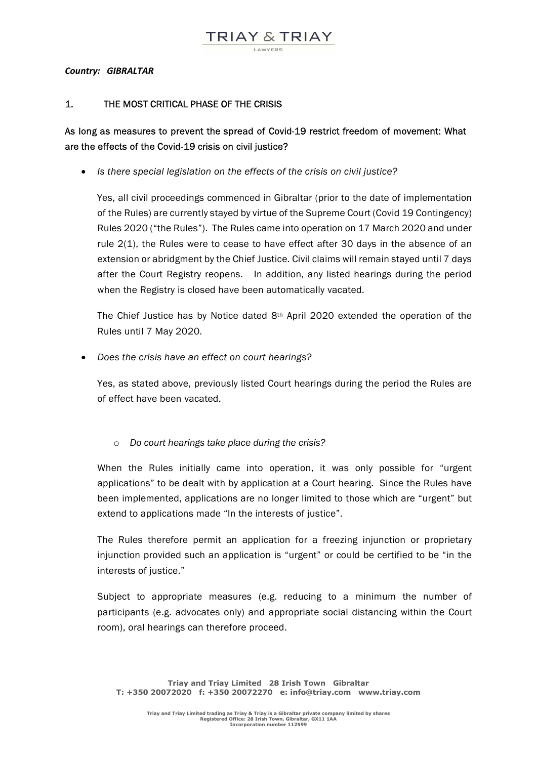*Country: GIBRALTAR*

## 1. THE MOST CRITICAL PHASE OF THE CRISIS

**As long as measures to prevent the spread of Covid-19 restrict freedom of movement: What are the effects of the Covid-19 crisis on civil justice?**

- *Is there special legislation on the effects of the crisis on civil justice?*

  Yes, all civil proceedings commenced in Gibraltar (prior to the date of implementation of the Rules) are currently stayed by virtue of the Supreme Court (Covid 19 Contingency) Rules 2020 ("the Rules"). The Rules came into operation on 17 March 2020 and under rule 2(1), the Rules were to cease to have effect after 30 days in the absence of an extension or abridgment by the Chief Justice. Civil claims will remain stayed until 7 days after the Court Registry reopens. In addition, any listed hearings during the period when the Registry is closed have been automatically vacated.

  The Chief Justice has by Notice dated 8th April 2020 extended the operation of the Rules until 7 May 2020.

- *Does the crisis have an effect on court hearings?*

  Yes, as stated above, previously listed Court hearings during the period the Rules are of effect have been vacated.

  - *Do court hearings take place during the crisis?*

  When the Rules initially came into operation, it was only possible for "urgent applications" to be dealt with by application at a Court hearing. Since the Rules have been implemented, applications are no longer limited to those which are "urgent" but extend to applications made "In the interests of justice".

  The Rules therefore permit an application for a freezing injunction or proprietary injunction provided such an application is "urgent" or could be certified to be "in the interests of justice."

  Subject to appropriate measures (e.g. reducing to a minimum the number of participants (e.g. advocates only) and appropriate social distancing within the Court room), oral hearings can therefore proceed.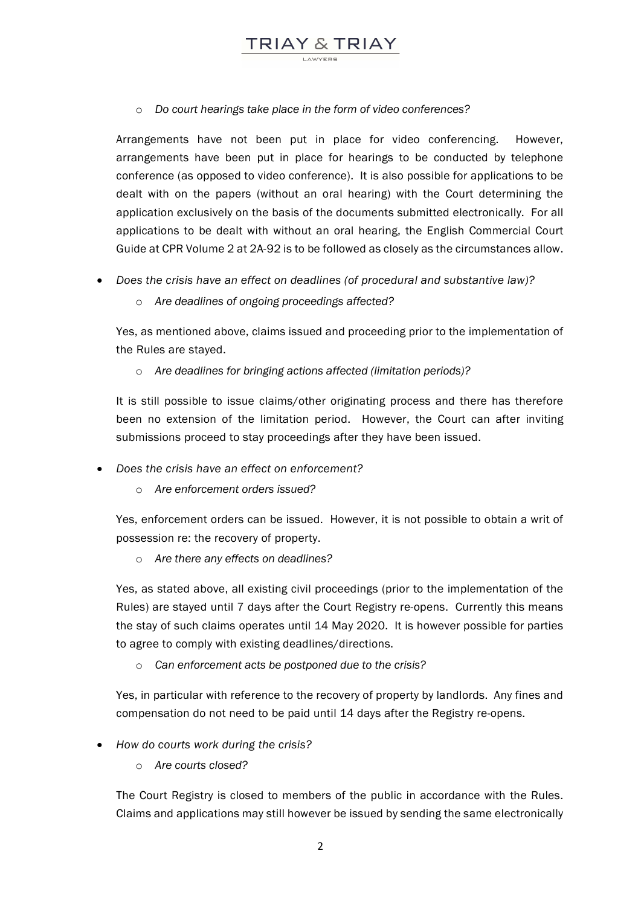- *Do court hearings take place in the form of video conferences?*

Arrangements have not been put in place for video conferencing. However, arrangements have been put in place for hearings to be conducted by telephone conference (as opposed to video conference). It is also possible for applications to be dealt with on the papers (without an oral hearing) with the Court determining the application exclusively on the basis of the documents submitted electronically. For all applications to be dealt with without an oral hearing, the English Commercial Court Guide at CPR Volume 2 at 2A-92 is to be followed as closely as the circumstances allow.

- *Does the crisis have an effect on deadlines (of procedural and substantive law)?*
  - *Are deadlines of ongoing proceedings affected?*

Yes, as mentioned above, claims issued and proceeding prior to the implementation of the Rules are stayed.

- *Are deadlines for bringing actions affected (limitation periods)?*

It is still possible to issue claims/other originating process and there has therefore been no extension of the limitation period. However, the Court can after inviting submissions proceed to stay proceedings after they have been issued.

- *Does the crisis have an effect on enforcement?*
  - *Are enforcement orders issued?*

Yes, enforcement orders can be issued. However, it is not possible to obtain a writ of possession re: the recovery of property.

- *Are there any effects on deadlines?*

Yes, as stated above, all existing civil proceedings (prior to the implementation of the Rules) are stayed until 7 days after the Court Registry re-opens. Currently this means the stay of such claims operates until 14 May 2020. It is however possible for parties to agree to comply with existing deadlines/directions.

- *Can enforcement acts be postponed due to the crisis?*

Yes, in particular with reference to the recovery of property by landlords. Any fines and compensation do not need to be paid until 14 days after the Registry re-opens.

- *How do courts work during the crisis?*
  - *Are courts closed?*

The Court Registry is closed to members of the public in accordance with the Rules. Claims and applications may still however be issued by sending the same electronically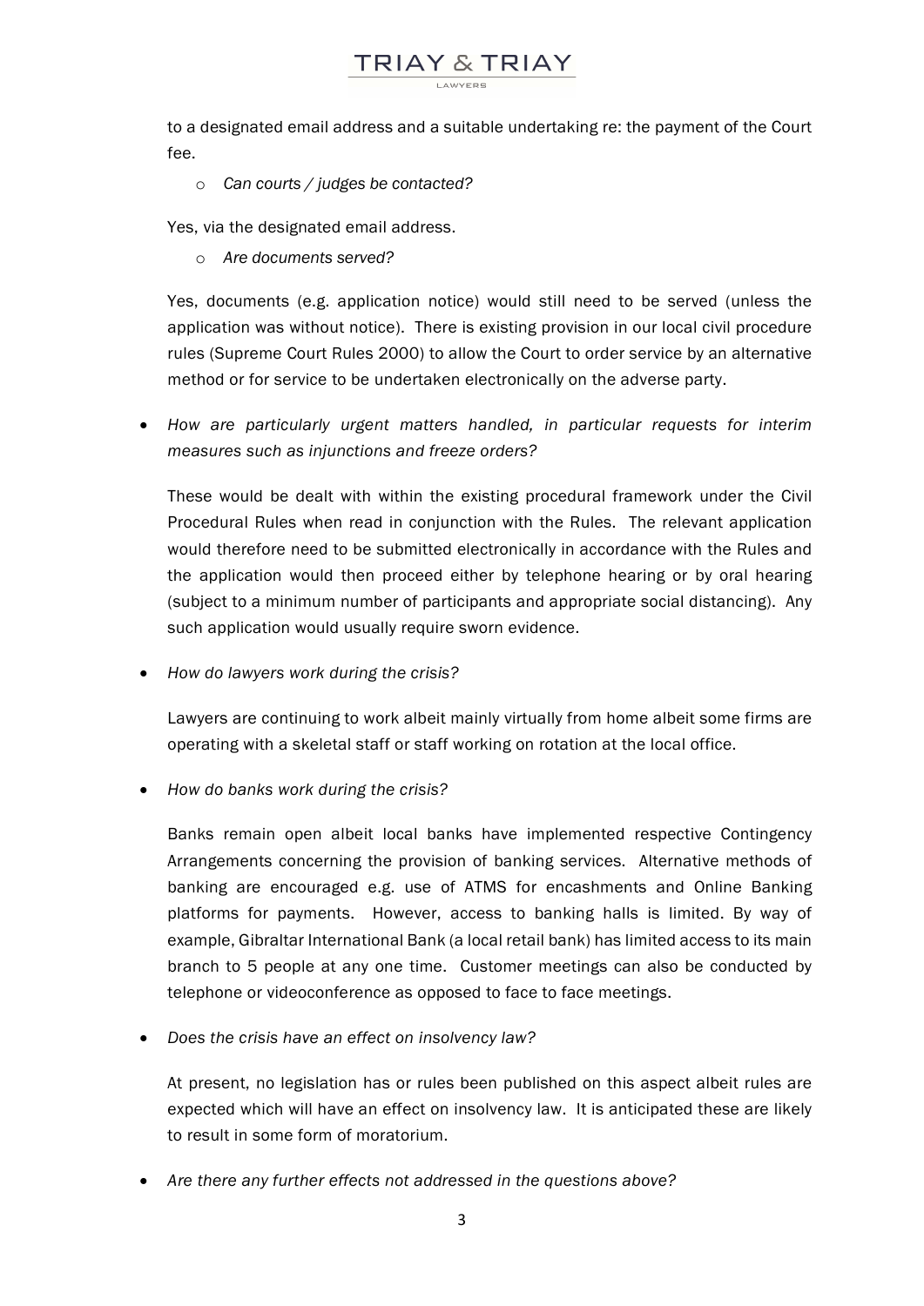to a designated email address and a suitable undertaking re: the payment of the Court fee.

- *Can courts / judges be contacted?*

Yes, via the designated email address.

- *Are documents served?*

Yes, documents (e.g. application notice) would still need to be served (unless the application was without notice). There is existing provision in our local civil procedure rules (Supreme Court Rules 2000) to allow the Court to order service by an alternative method or for service to be undertaken electronically on the adverse party.

- *How are particularly urgent matters handled, in particular requests for interim measures such as injunctions and freeze orders?*

  These would be dealt with within the existing procedural framework under the Civil Procedural Rules when read in conjunction with the Rules. The relevant application would therefore need to be submitted electronically in accordance with the Rules and the application would then proceed either by telephone hearing or by oral hearing (subject to a minimum number of participants and appropriate social distancing). Any such application would usually require sworn evidence.

- *How do lawyers work during the crisis?*

  Lawyers are continuing to work albeit mainly virtually from home albeit some firms are operating with a skeletal staff or staff working on rotation at the local office.

- *How do banks work during the crisis?*

  Banks remain open albeit local banks have implemented respective Contingency Arrangements concerning the provision of banking services. Alternative methods of banking are encouraged e.g. use of ATMS for encashments and Online Banking platforms for payments. However, access to banking halls is limited. By way of example, Gibraltar International Bank (a local retail bank) has limited access to its main branch to 5 people at any one time. Customer meetings can also be conducted by telephone or videoconference as opposed to face to face meetings.

- *Does the crisis have an effect on insolvency law?*

  At present, no legislation has or rules been published on this aspect albeit rules are expected which will have an effect on insolvency law. It is anticipated these are likely to result in some form of moratorium.

- *Are there any further effects not addressed in the questions above?*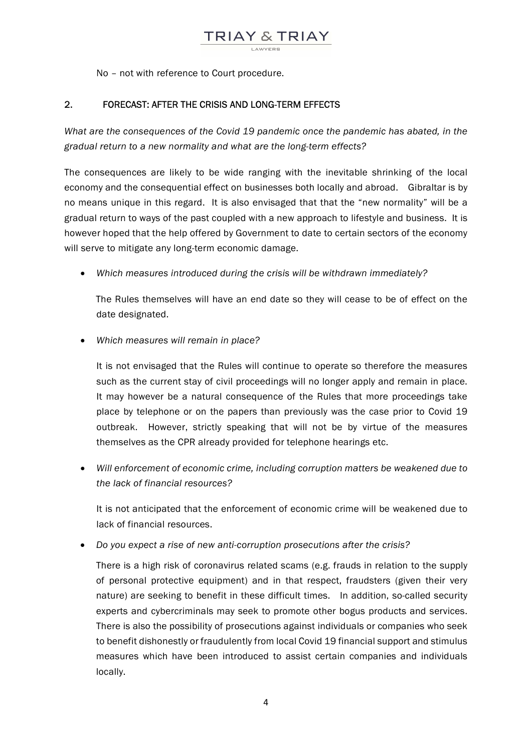No – not with reference to Court procedure.

## 2. FORECAST: AFTER THE CRISIS AND LONG-TERM EFFECTS

*What are the consequences of the Covid 19 pandemic once the pandemic has abated, in the gradual return to a new normality and what are the long-term effects?*

The consequences are likely to be wide ranging with the inevitable shrinking of the local economy and the consequential effect on businesses both locally and abroad. Gibraltar is by no means unique in this regard. It is also envisaged that that the "new normality" will be a gradual return to ways of the past coupled with a new approach to lifestyle and business. It is however hoped that the help offered by Government to date to certain sectors of the economy will serve to mitigate any long-term economic damage.

- *Which measures introduced during the crisis will be withdrawn immediately?*

  The Rules themselves will have an end date so they will cease to be of effect on the date designated.

- *Which measures will remain in place?*

  It is not envisaged that the Rules will continue to operate so therefore the measures such as the current stay of civil proceedings will no longer apply and remain in place. It may however be a natural consequence of the Rules that more proceedings take place by telephone or on the papers than previously was the case prior to Covid 19 outbreak. However, strictly speaking that will not be by virtue of the measures themselves as the CPR already provided for telephone hearings etc.

- *Will enforcement of economic crime, including corruption matters be weakened due to the lack of financial resources?*

  It is not anticipated that the enforcement of economic crime will be weakened due to lack of financial resources.

- *Do you expect a rise of new anti-corruption prosecutions after the crisis?*

  There is a high risk of coronavirus related scams (e.g. frauds in relation to the supply of personal protective equipment) and in that respect, fraudsters (given their very nature) are seeking to benefit in these difficult times. In addition, so-called security experts and cybercriminals may seek to promote other bogus products and services. There is also the possibility of prosecutions against individuals or companies who seek to benefit dishonestly or fraudulently from local Covid 19 financial support and stimulus measures which have been introduced to assist certain companies and individuals locally.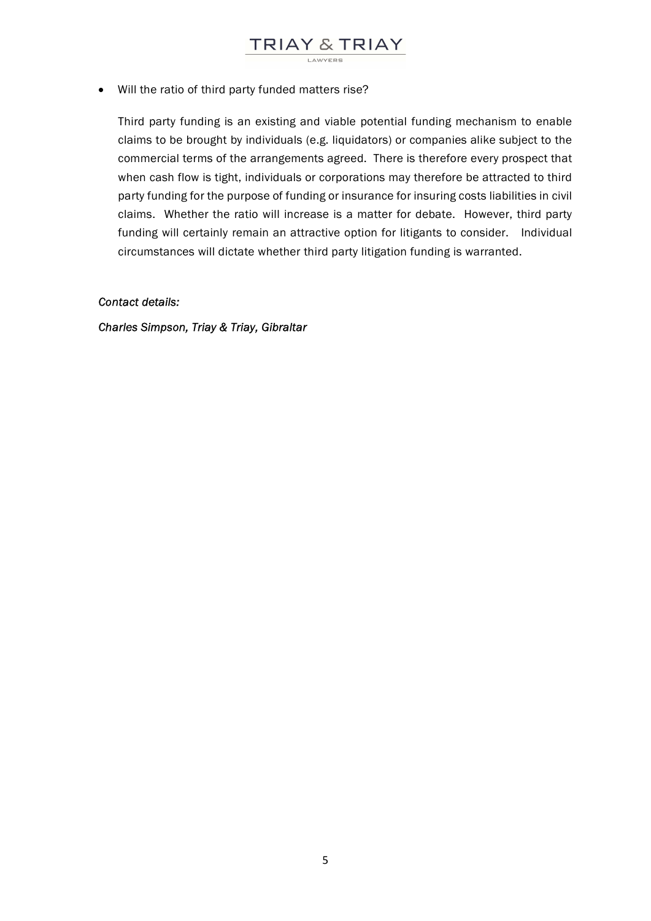- Will the ratio of third party funded matters rise?

  Third party funding is an existing and viable potential funding mechanism to enable claims to be brought by individuals (e.g. liquidators) or companies alike subject to the commercial terms of the arrangements agreed. There is therefore every prospect that when cash flow is tight, individuals or corporations may therefore be attracted to third party funding for the purpose of funding or insurance for insuring costs liabilities in civil claims. Whether the ratio will increase is a matter for debate. However, third party funding will certainly remain an attractive option for litigants to consider. Individual circumstances will dictate whether third party litigation funding is warranted.

*Contact details:*

*Charles Simpson, Triay & Triay, Gibraltar*